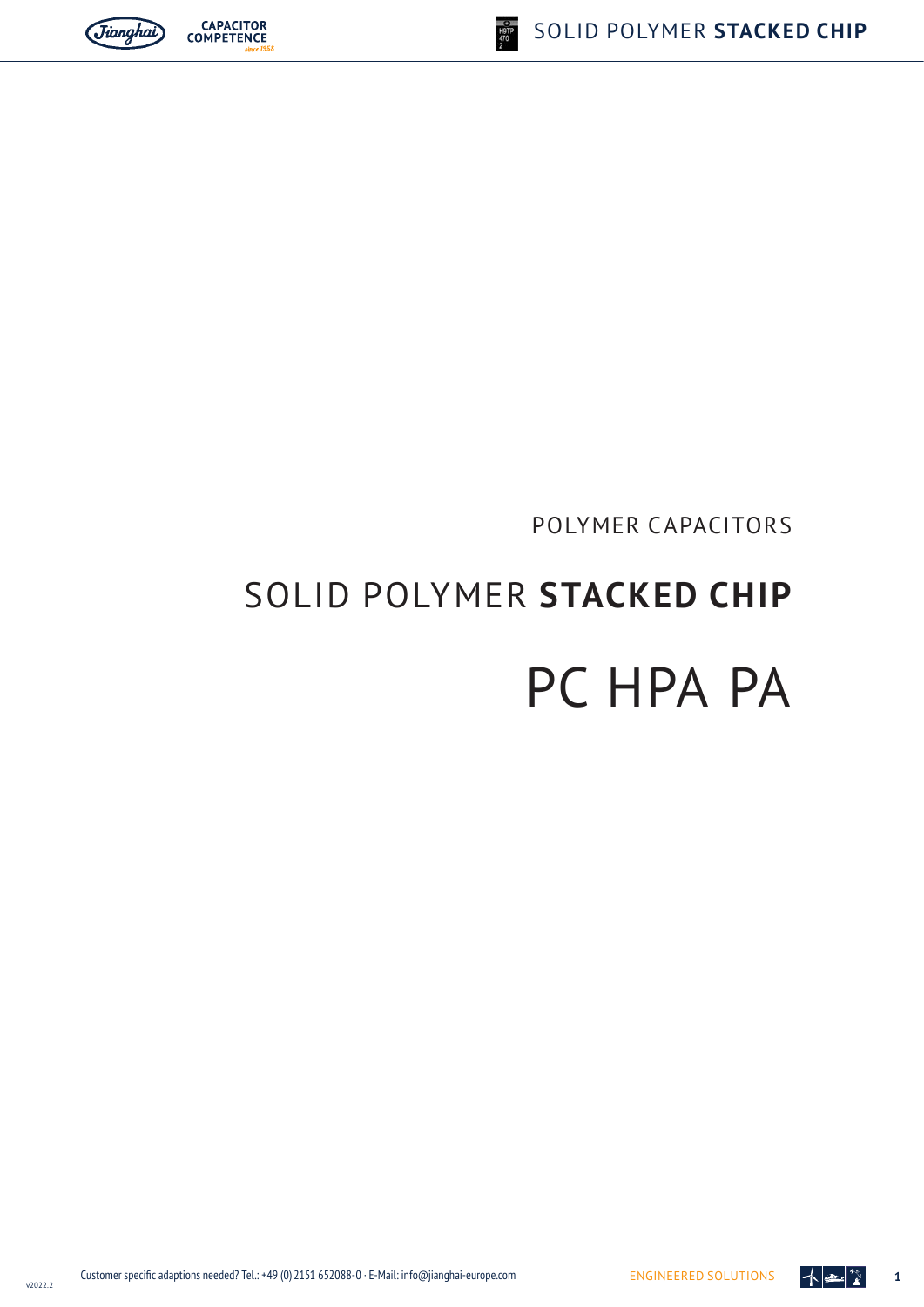POLYMER CAPACITORS

# SOLID POLYMER **STACKED CHIP**

# PC HPA PA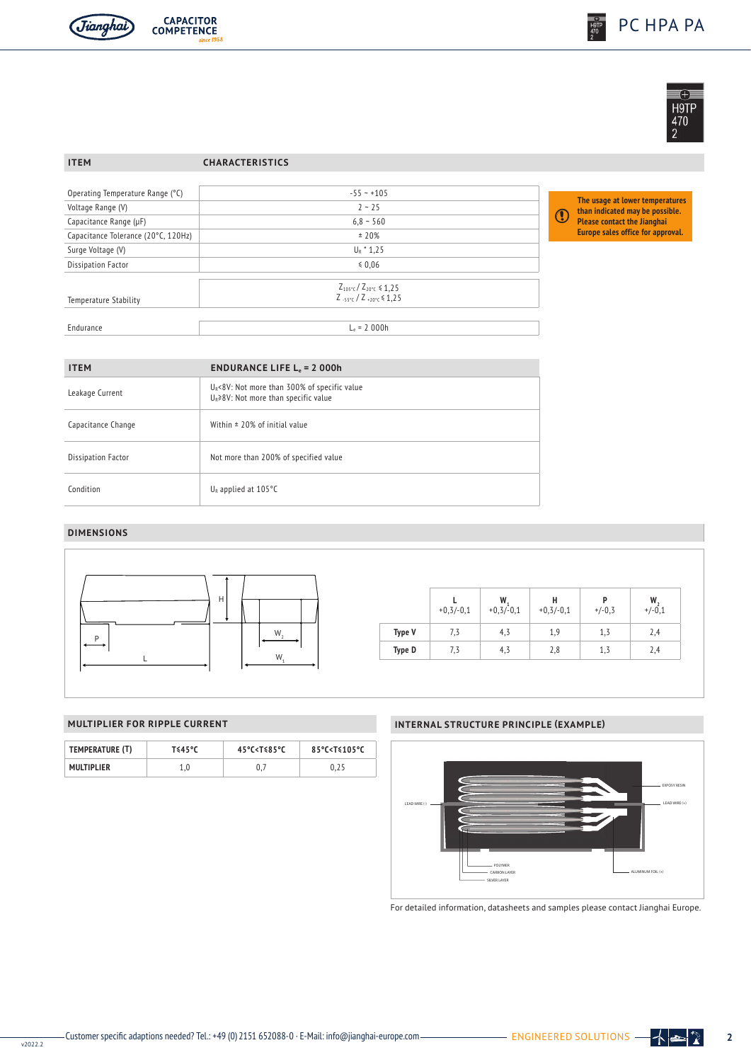# PC HPA PA

| ITEM | CHARACTERISTICS |
|---|---|
| Operating Temperature Range (°C) | -55 ~ +105 |
| Voltage Range (V) | 2 ~ 25 |
| Capacitance Range (µF) | 6,8 ~ 560 |
| Capacitance Tolerance (20°C, 120Hz) | ± 20% |
| Surge Voltage (V) | $U_R$ * 1,25 |
| Dissipation Factor | ≤ 0,06 |
| Temperature Stability | $Z_{105°C} / Z_{20°C} \leq 1{,}25$ <br> $Z_{-55°C} / Z_{+20°C} \leq 1{,}25$ |
| Endurance | $L_o$ = 2 000h |

**The usage at lower temperatures than indicated may be possible. Please contact the Jianghai Europe sales office for approval.**

| ITEM | ENDURANCE LIFE $L_o$ = 2 000h |
|---|---|
| Leakage Current | $U_R$<8V: Not more than 300% of specific value <br> $U_R$≥8V: Not more than specific value |
| Capacitance Change | Within ± 20% of initial value |
| Dissipation Factor | Not more than 200% of specified value |
| Condition | $U_R$ applied at 105°C |

## DIMENSIONS

H

P

L

$W_2$

$W_1$

| | L +0,3/-0,1 | $W_1$ +0,3/-0,1 | H +0,3/-0,1 | P +/-0,3 | $W_2$ +/-0,1 |
|---|---|---|---|---|---|
| **Type V** | 7,3 | 4,3 | 1,9 | 1,3 | 2,4 |
| **Type D** | 7,3 | 4,3 | 2,8 | 1,3 | 2,4 |

## MULTIPLIER FOR RIPPLE CURRENT

| TEMPERATURE (T) | T≤45°C | 45°C<T≤85°C | 85°C<T≤105°C |
|---|---|---|---|
| **MULTIPLIER** | 1,0 | 0,7 | 0,25 |

## INTERNAL STRUCTURE PRINCIPLE (EXAMPLE)

EXPOSY RESIN

LEAD WIRE (-)

LEAD WIRE (+)

POLYMER

CARBON LAYER

SILVER LAYER

ALUMINUM FOIL (+)

For detailed information, datasheets and samples please contact Jianghai Europe.

Customer specific adaptions needed? Tel.: +49 (0) 2151 652088-0 · E-Mail: info@jianghai-europe.com

ENGINEERED SOLUTIONS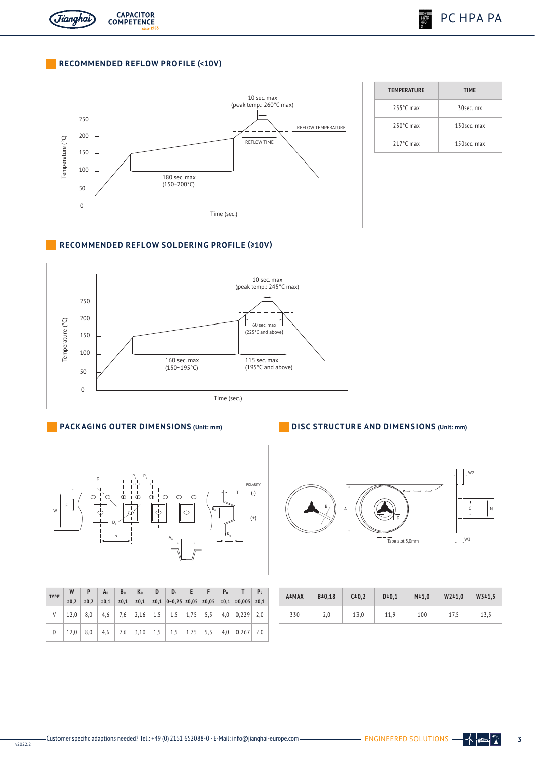## RECOMMENDED REFLOW PROFILE (<10V)

10 sec. max
(peak temp.: 260°C max)
REFLOW TEMPERATURE
REFLOW TIME
180 sec. max
(150~200°C)
Temperature (°C)
250
200
150
100
50
0
Time (sec.)

| TEMPERATURE | TIME |
|---|---|
| 255°C max | 30sec. mx |
| 230°C max | 130sec. max |
| 217°C max | 150sec. max |

## RECOMMENDED REFLOW SOLDERING PROFILE (≥10V)

10 sec. max
(peak temp.: 245°C max)
60 sec. max
(225°C and above)
160 sec. max
(150~195°C)
115 sec. max
(195°C and above)
Temperature (°C)
250
200
150
100
50
0
Time (sec.)

## PACKAGING OUTER DIMENSIONS (Unit: mm)

D
$P_2$ $P_0$
POLARITY
T
(-)
W
F
$B_0$
(+)
$D_1$
P
$A_0$
$K_0$

| TYPE | W | P | $A_0$ | $B_0$ | $K_0$ | D | $D_1$ | E | F | $P_0$ | T | $P_2$ |
|---|---|---|---|---|---|---|---|---|---|---|---|---|
| | ±0,2 | ±0,2 | ±0,1 | ±0,1 | ±0,1 | ±0,1 | 0~0,25 | ±0,05 | ±0,05 | ±0,1 | ±0,005 | ±0,1 |
| V | 12,0 | 8,0 | 4,6 | 7,6 | 2,16 | 1,5 | 1,5 | 1,75 | 5,5 | 4,0 | 0,229 | 2,0 |
| D | 12,0 | 8,0 | 4,6 | 7,6 | 3,10 | 1,5 | 1,5 | 1,75 | 5,5 | 4,0 | 0,267 | 2,0 |

## DISC STRUCTURE AND DIMENSIONS (Unit: mm)

B
A
D
Tape alot 5,0mm
W2
C
N
W3

| A±MAX | B±0,18 | C±0,2 | D±0,1 | N±1,0 | W2±1,0 | W3±1,5 |
|---|---|---|---|---|---|---|
| 330 | 2,0 | 13,0 | 11,9 | 100 | 17,5 | 13,5 |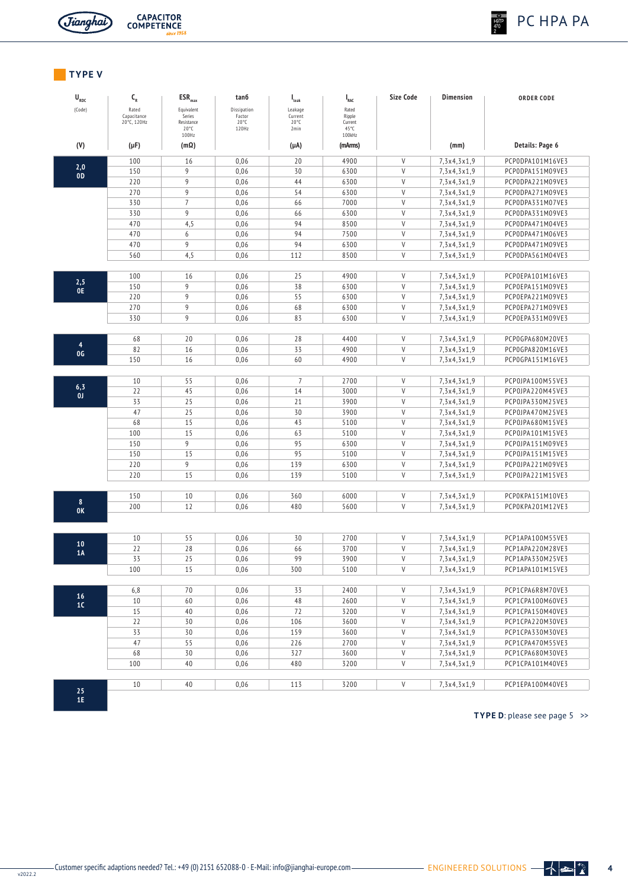## TYPE V

| $U_{RDC}$ (Code) (V) | $C_R$ Rated Capacitance 20°C, 120Hz (µF) | $ESR_{max}$ Equivalent Series Resistance 20°C 100Hz (mΩ) | tanδ Dissipation Factor 20°C 120Hz | $I_{leak}$ Leakage Current 20°C 2min (µA) | $I_{RAC}$ Rated Ripple Current 45°C 100kHz (mArms) | Size Code | Dimension (mm) | ORDER CODE Details: Page 6 |
|---|---|---|---|---|---|---|---|---|
| 2,0 0D | 100 | 16 | 0,06 | 20 | 4900 | V | 7,3x4,3x1,9 | PCP0DPA101M16VE3 |
| | 150 | 9 | 0,06 | 30 | 6300 | V | 7,3x4,3x1,9 | PCP0DPA151M09VE3 |
| | 220 | 9 | 0,06 | 44 | 6300 | V | 7,3x4,3x1,9 | PCP0DPA221M09VE3 |
| | 270 | 9 | 0,06 | 54 | 6300 | V | 7,3x4,3x1,9 | PCP0DPA271M09VE3 |
| | 330 | 7 | 0,06 | 66 | 7000 | V | 7,3x4,3x1,9 | PCP0DPA331M07VE3 |
| | 330 | 9 | 0,06 | 66 | 6300 | V | 7,3x4,3x1,9 | PCP0DPA331M09VE3 |
| | 470 | 4,5 | 0,06 | 94 | 8500 | V | 7,3x4,3x1,9 | PCP0DPA471M04VE3 |
| | 470 | 6 | 0,06 | 94 | 7500 | V | 7,3x4,3x1,9 | PCP0DPA471M06VE3 |
| | 470 | 9 | 0,06 | 94 | 6300 | V | 7,3x4,3x1,9 | PCP0DPA471M09VE3 |
| | 560 | 4,5 | 0,06 | 112 | 8500 | V | 7,3x4,3x1,9 | PCP0DPA561M04VE3 |
| 2,5 0E | 100 | 16 | 0,06 | 25 | 4900 | V | 7,3x4,3x1,9 | PCP0EPA101M16VE3 |
| | 150 | 9 | 0,06 | 38 | 6300 | V | 7,3x4,3x1,9 | PCP0EPA151M09VE3 |
| | 220 | 9 | 0,06 | 55 | 6300 | V | 7,3x4,3x1,9 | PCP0EPA221M09VE3 |
| | 270 | 9 | 0,06 | 68 | 6300 | V | 7,3x4,3x1,9 | PCP0EPA271M09VE3 |
| | 330 | 9 | 0,06 | 83 | 6300 | V | 7,3x4,3x1,9 | PCP0EPA331M09VE3 |
| 4 0G | 68 | 20 | 0,06 | 28 | 4400 | V | 7,3x4,3x1,9 | PCP0GPA680M20VE3 |
| | 82 | 16 | 0,06 | 33 | 4900 | V | 7,3x4,3x1,9 | PCP0GPA820M16VE3 |
| | 150 | 16 | 0,06 | 60 | 4900 | V | 7,3x4,3x1,9 | PCP0GPA151M16VE3 |
| 6,3 0J | 10 | 55 | 0,06 | 7 | 2700 | V | 7,3x4,3x1,9 | PCP0JPA100M55VE3 |
| | 22 | 45 | 0,06 | 14 | 3000 | V | 7,3x4,3x1,9 | PCP0JPA220M45VE3 |
| | 33 | 25 | 0,06 | 21 | 3900 | V | 7,3x4,3x1,9 | PCP0JPA330M25VE3 |
| | 47 | 25 | 0,06 | 30 | 3900 | V | 7,3x4,3x1,9 | PCP0JPA470M25VE3 |
| | 68 | 15 | 0,06 | 43 | 5100 | V | 7,3x4,3x1,9 | PCP0JPA680M15VE3 |
| | 100 | 15 | 0,06 | 63 | 5100 | V | 7,3x4,3x1,9 | PCP0JPA101M15VE3 |
| | 150 | 9 | 0,06 | 95 | 6300 | V | 7,3x4,3x1,9 | PCP0JPA151M09VE3 |
| | 150 | 15 | 0,06 | 95 | 5100 | V | 7,3x4,3x1,9 | PCP0JPA151M15VE3 |
| | 220 | 9 | 0,06 | 139 | 6300 | V | 7,3x4,3x1,9 | PCP0JPA221M09VE3 |
| | 220 | 15 | 0,06 | 139 | 5100 | V | 7,3x4,3x1,9 | PCP0JPA221M15VE3 |
| 8 0K | 150 | 10 | 0,06 | 360 | 6000 | V | 7,3x4,3x1,9 | PCP0KPA151M10VE3 |
| | 200 | 12 | 0,06 | 480 | 5600 | V | 7,3x4,3x1,9 | PCP0KPA201M12VE3 |
| 10 1A | 10 | 55 | 0,06 | 30 | 2700 | V | 7,3x4,3x1,9 | PCP1APA100M55VE3 |
| | 22 | 28 | 0,06 | 66 | 3700 | V | 7,3x4,3x1,9 | PCP1APA220M28VE3 |
| | 33 | 25 | 0,06 | 99 | 3900 | V | 7,3x4,3x1,9 | PCP1APA330M25VE3 |
| | 100 | 15 | 0,06 | 300 | 5100 | V | 7,3x4,3x1,9 | PCP1APA101M15VE3 |
| 16 1C | 6,8 | 70 | 0,06 | 33 | 2400 | V | 7,3x4,3x1,9 | PCP1CPA6R8M70VE3 |
| | 10 | 60 | 0,06 | 48 | 2600 | V | 7,3x4,3x1,9 | PCP1CPA100M60VE3 |
| | 15 | 40 | 0,06 | 72 | 3200 | V | 7,3x4,3x1,9 | PCP1CPA150M40VE3 |
| | 22 | 30 | 0,06 | 106 | 3600 | V | 7,3x4,3x1,9 | PCP1CPA220M30VE3 |
| | 33 | 30 | 0,06 | 159 | 3600 | V | 7,3x4,3x1,9 | PCP1CPA330M30VE3 |
| | 47 | 55 | 0,06 | 226 | 2700 | V | 7,3x4,3x1,9 | PCP1CPA470M55VE3 |
| | 68 | 30 | 0,06 | 327 | 3600 | V | 7,3x4,3x1,9 | PCP1CPA680M30VE3 |
| | 100 | 40 | 0,06 | 480 | 3200 | V | 7,3x4,3x1,9 | PCP1CPA101M40VE3 |
| 25 1E | 10 | 40 | 0,06 | 113 | 3200 | V | 7,3x4,3x1,9 | PCP1EPA100M40VE3 |

**TYPE D**: please see page 5 >>

Customer specific adaptions needed? Tel.: +49 (0) 2151 652088-0 · E-Mail: info@jianghai-europe.com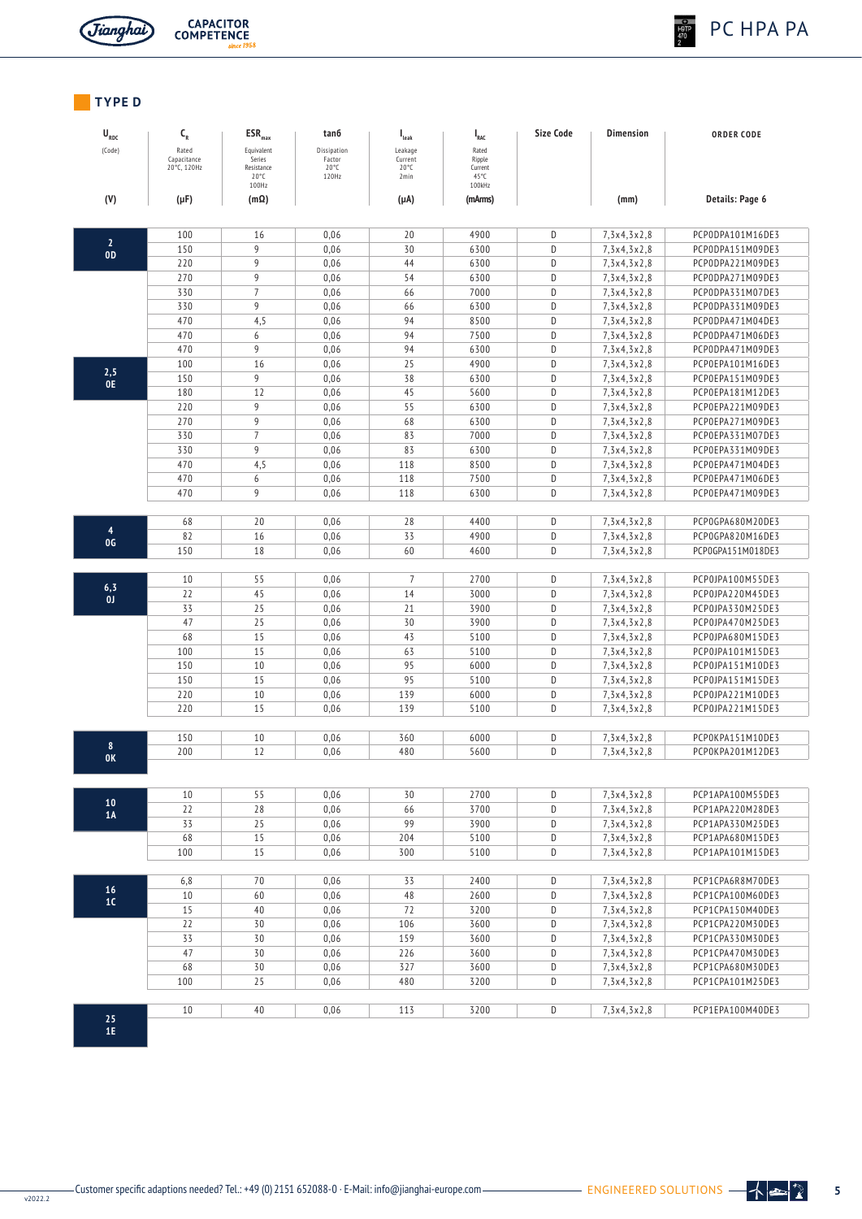## TYPE D

| $U_{RDC}$ (Code) (V) | $C_R$ Rated Capacitance 20°C, 120Hz (µF) | $ESR_{max}$ Equivalent Series Resistance 20°C 100Hz (mΩ) | tanδ Dissipation Factor 20°C 120Hz | $I_{leak}$ Leakage Current 20°C 2min (µA) | $I_{RAC}$ Rated Ripple Current 45°C 100kHz (mArms) | Size Code | Dimension (mm) | ORDER CODE Details: Page 6 |
|---|---|---|---|---|---|---|---|---|
| 2 0D | 100 | 16 | 0,06 | 20 | 4900 | D | 7,3x4,3x2,8 | PCP0DPA101M16DE3 |
| | 150 | 9 | 0,06 | 30 | 6300 | D | 7,3x4,3x2,8 | PCP0DPA151M09DE3 |
| | 220 | 9 | 0,06 | 44 | 6300 | D | 7,3x4,3x2,8 | PCP0DPA221M09DE3 |
| | 270 | 9 | 0,06 | 54 | 6300 | D | 7,3x4,3x2,8 | PCP0DPA271M09DE3 |
| | 330 | 7 | 0,06 | 66 | 7000 | D | 7,3x4,3x2,8 | PCP0DPA331M07DE3 |
| | 330 | 9 | 0,06 | 66 | 6300 | D | 7,3x4,3x2,8 | PCP0DPA331M09DE3 |
| | 470 | 4,5 | 0,06 | 94 | 8500 | D | 7,3x4,3x2,8 | PCP0DPA471M04DE3 |
| | 470 | 6 | 0,06 | 94 | 7500 | D | 7,3x4,3x2,8 | PCP0DPA471M06DE3 |
| | 470 | 9 | 0,06 | 94 | 6300 | D | 7,3x4,3x2,8 | PCP0DPA471M09DE3 |
| 2,5 0E | 100 | 16 | 0,06 | 25 | 4900 | D | 7,3x4,3x2,8 | PCP0EPA101M16DE3 |
| | 150 | 9 | 0,06 | 38 | 6300 | D | 7,3x4,3x2,8 | PCP0EPA151M09DE3 |
| | 180 | 12 | 0,06 | 45 | 5600 | D | 7,3x4,3x2,8 | PCP0EPA181M12DE3 |
| | 220 | 9 | 0,06 | 55 | 6300 | D | 7,3x4,3x2,8 | PCP0EPA221M09DE3 |
| | 270 | 9 | 0,06 | 68 | 6300 | D | 7,3x4,3x2,8 | PCP0EPA271M09DE3 |
| | 330 | 7 | 0,06 | 83 | 7000 | D | 7,3x4,3x2,8 | PCP0EPA331M07DE3 |
| | 330 | 9 | 0,06 | 83 | 6300 | D | 7,3x4,3x2,8 | PCP0EPA331M09DE3 |
| | 470 | 4,5 | 0,06 | 118 | 8500 | D | 7,3x4,3x2,8 | PCP0EPA471M04DE3 |
| | 470 | 6 | 0,06 | 118 | 7500 | D | 7,3x4,3x2,8 | PCP0EPA471M06DE3 |
| | 470 | 9 | 0,06 | 118 | 6300 | D | 7,3x4,3x2,8 | PCP0EPA471M09DE3 |
| 4 0G | 68 | 20 | 0,06 | 28 | 4400 | D | 7,3x4,3x2,8 | PCP0GPA680M20DE3 |
| | 82 | 16 | 0,06 | 33 | 4900 | D | 7,3x4,3x2,8 | PCP0GPA820M16DE3 |
| | 150 | 18 | 0,06 | 60 | 4600 | D | 7,3x4,3x2,8 | PCP0GPA151M018DE3 |
| 6,3 0J | 10 | 55 | 0,06 | 7 | 2700 | D | 7,3x4,3x2,8 | PCP0JPA100M55DE3 |
| | 22 | 45 | 0,06 | 14 | 3000 | D | 7,3x4,3x2,8 | PCP0JPA220M45DE3 |
| | 33 | 25 | 0,06 | 21 | 3900 | D | 7,3x4,3x2,8 | PCP0JPA330M25DE3 |
| | 47 | 25 | 0,06 | 30 | 3900 | D | 7,3x4,3x2,8 | PCP0JPA470M25DE3 |
| | 68 | 15 | 0,06 | 43 | 5100 | D | 7,3x4,3x2,8 | PCP0JPA680M15DE3 |
| | 100 | 15 | 0,06 | 63 | 5100 | D | 7,3x4,3x2,8 | PCP0JPA101M15DE3 |
| | 150 | 10 | 0,06 | 95 | 6000 | D | 7,3x4,3x2,8 | PCP0JPA151M10DE3 |
| | 150 | 15 | 0,06 | 95 | 5100 | D | 7,3x4,3x2,8 | PCP0JPA151M15DE3 |
| | 220 | 10 | 0,06 | 139 | 6000 | D | 7,3x4,3x2,8 | PCP0JPA221M10DE3 |
| | 220 | 15 | 0,06 | 139 | 5100 | D | 7,3x4,3x2,8 | PCP0JPA221M15DE3 |
| 8 0K | 150 | 10 | 0,06 | 360 | 6000 | D | 7,3x4,3x2,8 | PCP0KPA151M10DE3 |
| | 200 | 12 | 0,06 | 480 | 5600 | D | 7,3x4,3x2,8 | PCP0KPA201M12DE3 |
| 10 1A | 10 | 55 | 0,06 | 30 | 2700 | D | 7,3x4,3x2,8 | PCP1APA100M55DE3 |
| | 22 | 28 | 0,06 | 66 | 3700 | D | 7,3x4,3x2,8 | PCP1APA220M28DE3 |
| | 33 | 25 | 0,06 | 99 | 3900 | D | 7,3x4,3x2,8 | PCP1APA330M25DE3 |
| | 68 | 15 | 0,06 | 204 | 5100 | D | 7,3x4,3x2,8 | PCP1APA680M15DE3 |
| | 100 | 15 | 0,06 | 300 | 5100 | D | 7,3x4,3x2,8 | PCP1APA101M15DE3 |
| 16 1C | 6,8 | 70 | 0,06 | 33 | 2400 | D | 7,3x4,3x2,8 | PCP1CPA6R8M70DE3 |
| | 10 | 60 | 0,06 | 48 | 2600 | D | 7,3x4,3x2,8 | PCP1CPA100M60DE3 |
| | 15 | 40 | 0,06 | 72 | 3200 | D | 7,3x4,3x2,8 | PCP1CPA150M40DE3 |
| | 22 | 30 | 0,06 | 106 | 3600 | D | 7,3x4,3x2,8 | PCP1CPA220M30DE3 |
| | 33 | 30 | 0,06 | 159 | 3600 | D | 7,3x4,3x2,8 | PCP1CPA330M30DE3 |
| | 47 | 30 | 0,06 | 226 | 3600 | D | 7,3x4,3x2,8 | PCP1CPA470M30DE3 |
| | 68 | 30 | 0,06 | 327 | 3600 | D | 7,3x4,3x2,8 | PCP1CPA680M30DE3 |
| | 100 | 25 | 0,06 | 480 | 3200 | D | 7,3x4,3x2,8 | PCP1CPA101M25DE3 |
| 25 1E | 10 | 40 | 0,06 | 113 | 3200 | D | 7,3x4,3x2,8 | PCP1EPA100M40DE3 |

Customer specific adaptions needed? Tel.: +49 (0) 2151 652088-0 · E-Mail: info@jianghai-europe.com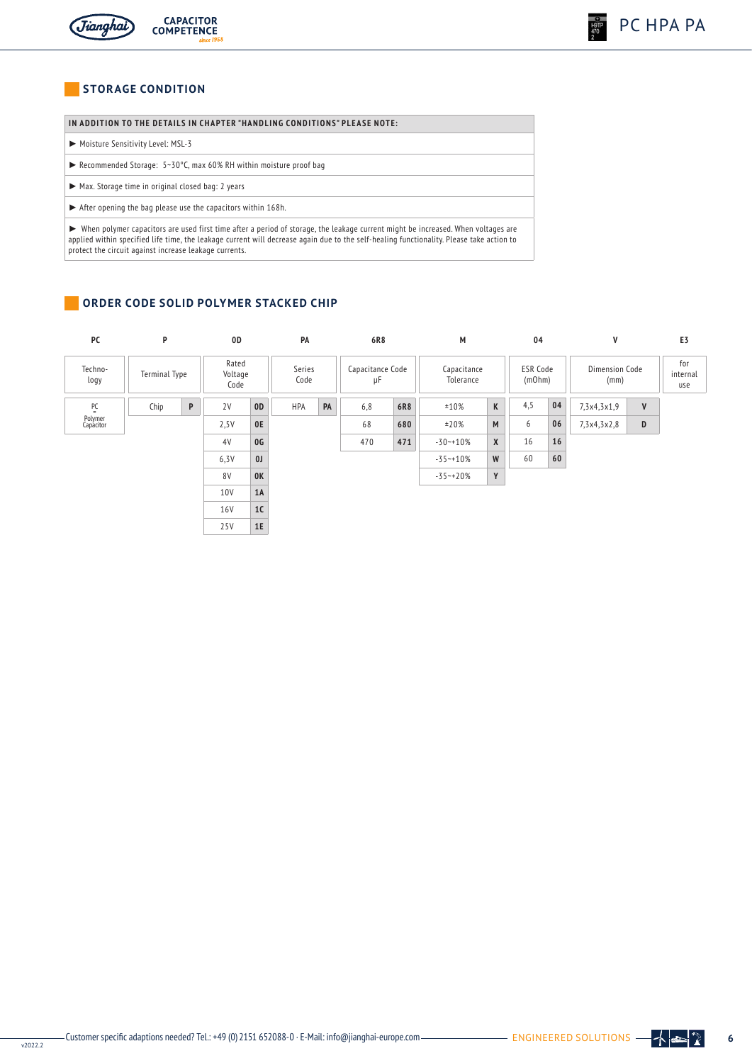## STORAGE CONDITION

| IN ADDITION TO THE DETAILS IN CHAPTER "HANDLING CONDITIONS" PLEASE NOTE: |
|---|
| ► Moisture Sensitivity Level: MSL-3 |
| ► Recommended Storage: 5~30°C, max 60% RH within moisture proof bag |
| ► Max. Storage time in original closed bag: 2 years |
| ► After opening the bag please use the capacitors within 168h. |
| ► When polymer capacitors are used first time after a period of storage, the leakage current might be increased. When voltages are applied within specified life time, the leakage current will decrease again due to the self-healing functionality. Please take action to protect the circuit against increase leakage currents. |

## ORDER CODE SOLID POLYMER STACKED CHIP

| PC | P | | 0D | | PA | | 6R8 | | M | | 04 | | V | | E3 |
|---|---|---|---|---|---|---|---|---|---|---|---|---|---|---|---|
| Techno-logy | Terminal Type | | Rated Voltage Code | | Series Code | | Capacitance Code µF | | Capacitance Tolerance | | ESR Code (mOhm) | | Dimension Code (mm) | | for internal use |
| PC = Polymer Capacitor | Chip | P | 2V | 0D | HPA | PA | 6,8 | 6R8 | ±10% | K | 4,5 | 04 | 7,3x4,3x1,9 | V | |
| | | | 2,5V | 0E | | | 68 | 680 | ±20% | M | 6 | 06 | 7,3x4,3x2,8 | D | |
| | | | 4V | 0G | | | 470 | 471 | -30~+10% | X | 16 | 16 | | | |
| | | | 6,3V | 0J | | | | | -35~+10% | W | 60 | 60 | | | |
| | | | 8V | 0K | | | | | -35~+20% | Y | | | | | |
| | | | 10V | 1A | | | | | | | | | | | |
| | | | 16V | 1C | | | | | | | | | | | |
| | | | 25V | 1E | | | | | | | | | | | |

Customer specific adaptions needed? Tel.: +49 (0) 2151 652088-0 · E-Mail: info@jianghai-europe.com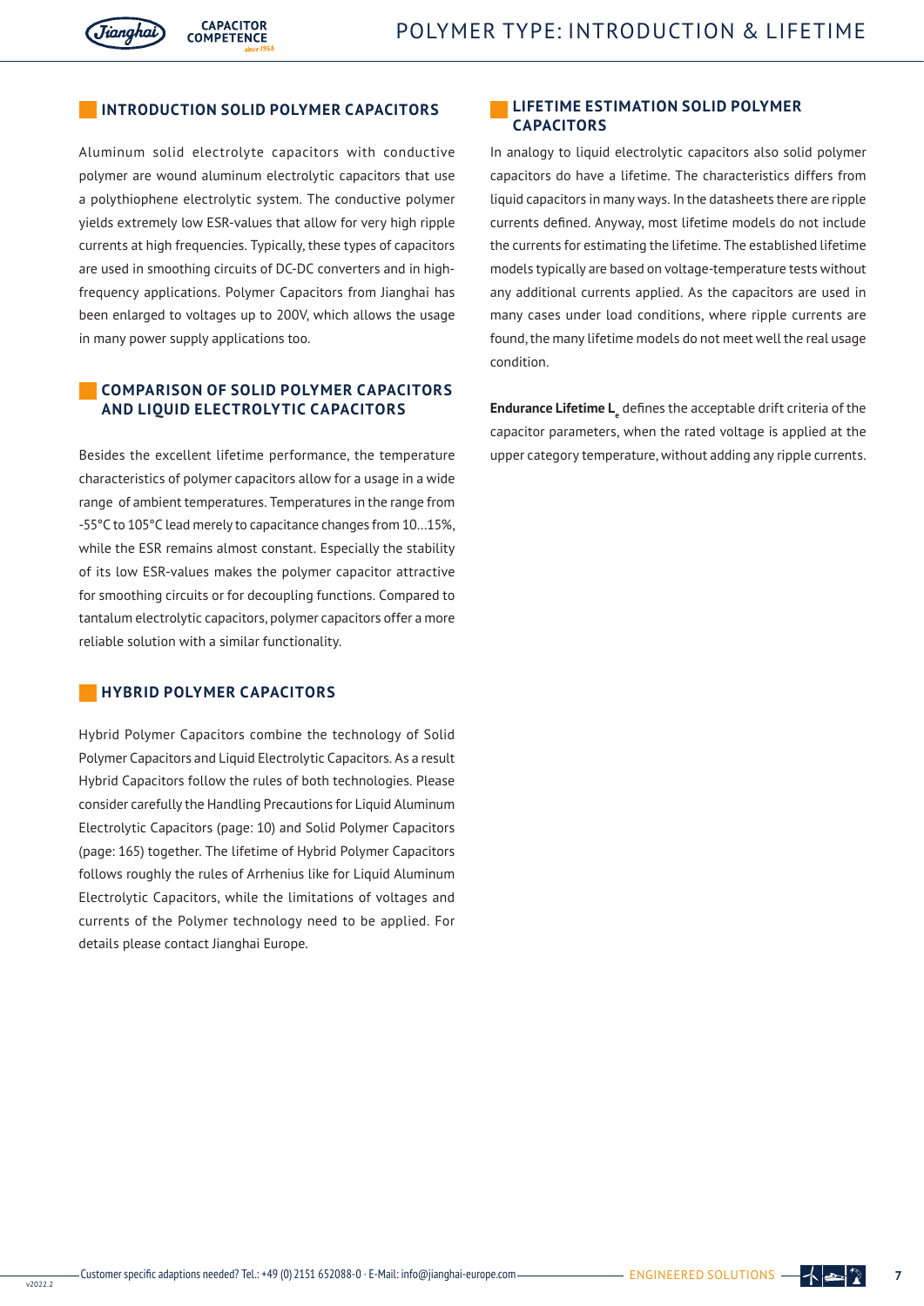## INTRODUCTION SOLID POLYMER CAPACITORS

Aluminum solid electrolyte capacitors with conductive polymer are wound aluminum electrolytic capacitors that use a polythiophene electrolytic system. The conductive polymer yields extremely low ESR-values that allow for very high ripple currents at high frequencies. Typically, these types of capacitors are used in smoothing circuits of DC-DC converters and in high-frequency applications. Polymer Capacitors from Jianghai has been enlarged to voltages up to 200V, which allows the usage in many power supply applications too.

## COMPARISON OF SOLID POLYMER CAPACITORS AND LIQUID ELECTROLYTIC CAPACITORS

Besides the excellent lifetime performance, the temperature characteristics of polymer capacitors allow for a usage in a wide range of ambient temperatures. Temperatures in the range from -55°C to 105°C lead merely to capacitance changes from 10...15%, while the ESR remains almost constant. Especially the stability of its low ESR-values makes the polymer capacitor attractive for smoothing circuits or for decoupling functions. Compared to tantalum electrolytic capacitors, polymer capacitors offer a more reliable solution with a similar functionality.

## HYBRID POLYMER CAPACITORS

Hybrid Polymer Capacitors combine the technology of Solid Polymer Capacitors and Liquid Electrolytic Capacitors. As a result Hybrid Capacitors follow the rules of both technologies. Please consider carefully the Handling Precautions for Liquid Aluminum Electrolytic Capacitors (page: 10) and Solid Polymer Capacitors (page: 165) together. The lifetime of Hybrid Polymer Capacitors follows roughly the rules of Arrhenius like for Liquid Aluminum Electrolytic Capacitors, while the limitations of voltages and currents of the Polymer technology need to be applied. For details please contact Jianghai Europe.

## LIFETIME ESTIMATION SOLID POLYMER CAPACITORS

In analogy to liquid electrolytic capacitors also solid polymer capacitors do have a lifetime. The characteristics differs from liquid capacitors in many ways. In the datasheets there are ripple currents defined. Anyway, most lifetime models do not include the currents for estimating the lifetime. The established lifetime models typically are based on voltage-temperature tests without any additional currents applied. As the capacitors are used in many cases under load conditions, where ripple currents are found, the many lifetime models do not meet well the real usage condition.

**Endurance Lifetime $L_e$** defines the acceptable drift criteria of the capacitor parameters, when the rated voltage is applied at the upper category temperature, without adding any ripple currents.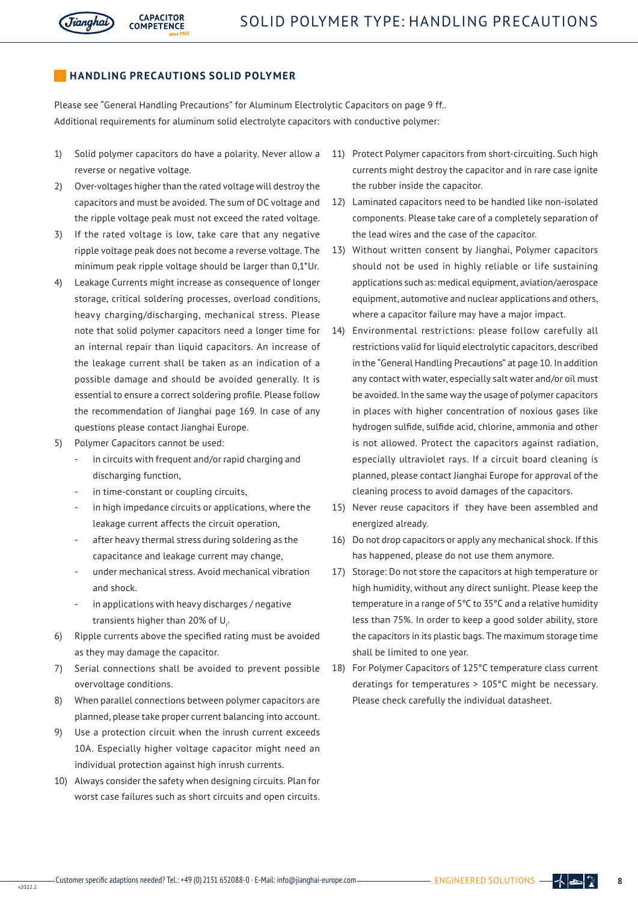## HANDLING PRECAUTIONS SOLID POLYMER

Please see "General Handling Precautions" for Aluminum Electrolytic Capacitors on page 9 ff..
Additional requirements for aluminum solid electrolyte capacitors with conductive polymer:

1) Solid polymer capacitors do have a polarity. Never allow a reverse or negative voltage.
2) Over-voltages higher than the rated voltage will destroy the capacitors and must be avoided. The sum of DC voltage and the ripple voltage peak must not exceed the rated voltage.
3) If the rated voltage is low, take care that any negative ripple voltage peak does not become a reverse voltage. The minimum peak ripple voltage should be larger than 0,1*Ur.
4) Leakage Currents might increase as consequence of longer storage, critical soldering processes, overload conditions, heavy charging/discharging, mechanical stress. Please note that solid polymer capacitors need a longer time for an internal repair than liquid capacitors. An increase of the leakage current shall be taken as an indication of a possible damage and should be avoided generally. It is essential to ensure a correct soldering profile. Please follow the recommendation of Jianghai page 169. In case of any questions please contact Jianghai Europe.
5) Polymer Capacitors cannot be used:
   - in circuits with frequent and/or rapid charging and discharging function,
   - in time-constant or coupling circuits,
   - in high impedance circuits or applications, where the leakage current affects the circuit operation,
   - after heavy thermal stress during soldering as the capacitance and leakage current may change,
   - under mechanical stress. Avoid mechanical vibration and shock.
   - in applications with heavy discharges / negative transients higher than 20% of $U_r$.
6) Ripple currents above the specified rating must be avoided as they may damage the capacitor.
7) Serial connections shall be avoided to prevent possible overvoltage conditions.
8) When parallel connections between polymer capacitors are planned, please take proper current balancing into account.
9) Use a protection circuit when the inrush current exceeds 10A. Especially higher voltage capacitor might need an individual protection against high inrush currents.
10) Always consider the safety when designing circuits. Plan for worst case failures such as short circuits and open circuits.
11) Protect Polymer capacitors from short-circuiting. Such high currents might destroy the capacitor and in rare case ignite the rubber inside the capacitor.
12) Laminated capacitors need to be handled like non-isolated components. Please take care of a completely separation of the lead wires and the case of the capacitor.
13) Without written consent by Jianghai, Polymer capacitors should not be used in highly reliable or life sustaining applications such as: medical equipment, aviation/aerospace equipment, automotive and nuclear applications and others, where a capacitor failure may have a major impact.
14) Environmental restrictions: please follow carefully all restrictions valid for liquid electrolytic capacitors, described in the "General Handling Precautions" at page 10. In addition any contact with water, especially salt water and/or oil must be avoided. In the same way the usage of polymer capacitors in places with higher concentration of noxious gases like hydrogen sulfide, sulfide acid, chlorine, ammonia and other is not allowed. Protect the capacitors against radiation, especially ultraviolet rays. If a circuit board cleaning is planned, please contact Jianghai Europe for approval of the cleaning process to avoid damages of the capacitors.
15) Never reuse capacitors if they have been assembled and energized already.
16) Do not drop capacitors or apply any mechanical shock. If this has happened, please do not use them anymore.
17) Storage: Do not store the capacitors at high temperature or high humidity, without any direct sunlight. Please keep the temperature in a range of 5°C to 35°C and a relative humidity less than 75%. In order to keep a good solder ability, store the capacitors in its plastic bags. The maximum storage time shall be limited to one year.
18) For Polymer Capacitors of 125°C temperature class current deratings for temperatures > 105°C might be necessary. Please check carefully the individual datasheet.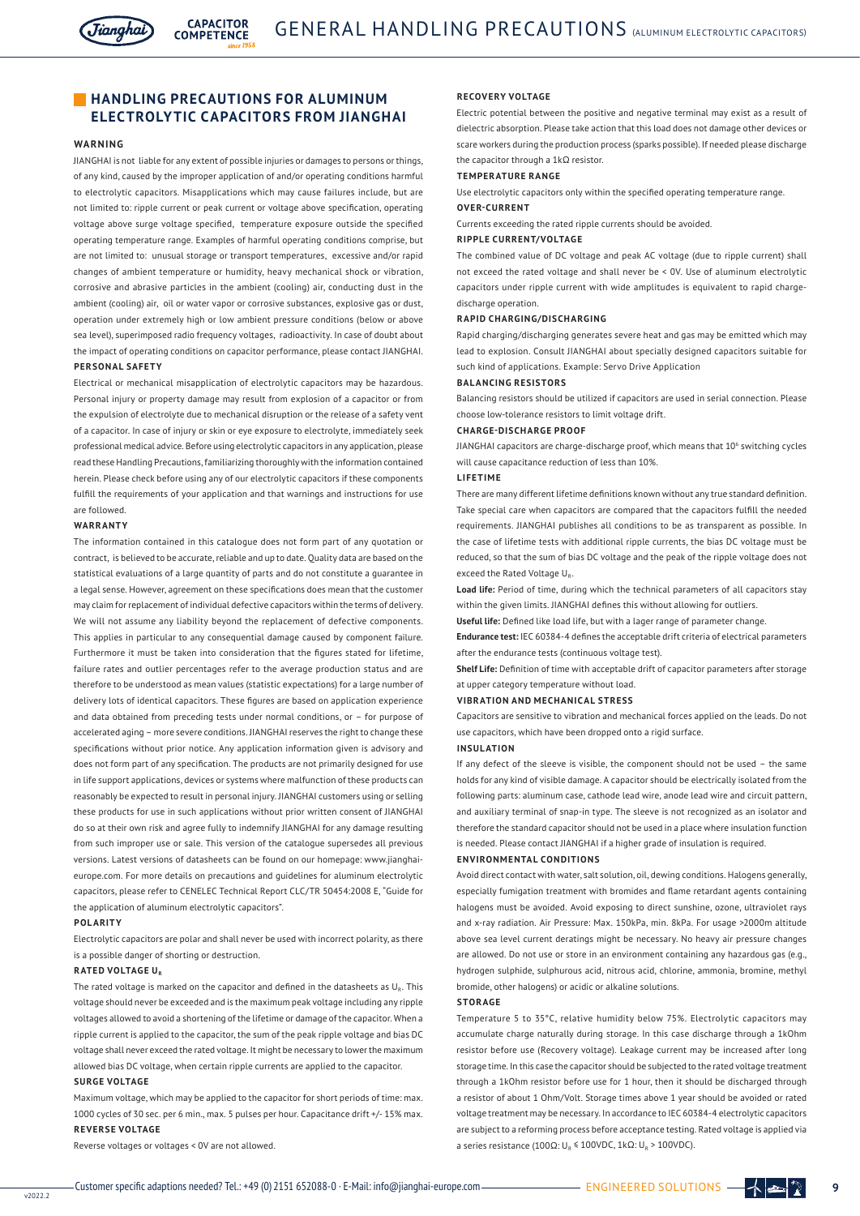## HANDLING PRECAUTIONS FOR ALUMINUM ELECTROLYTIC CAPACITORS FROM JIANGHAI

### WARNING

JIANGHAI is not liable for any extent of possible injuries or damages to persons or things, of any kind, caused by the improper application of and/or operating conditions harmful to electrolytic capacitors. Misapplications which may cause failures include, but are not limited to: ripple current or peak current or voltage above specification, operating voltage above surge voltage specified, temperature exposure outside the specified operating temperature range. Examples of harmful operating conditions comprise, but are not limited to: unusual storage or transport temperatures, excessive and/or rapid changes of ambient temperature or humidity, heavy mechanical shock or vibration, corrosive and abrasive particles in the ambient (cooling) air, conducting dust in the ambient (cooling) air, oil or water vapor or corrosive substances, explosive gas or dust, operation under extremely high or low ambient pressure conditions (below or above sea level), superimposed radio frequency voltages, radioactivity. In case of doubt about the impact of operating conditions on capacitor performance, please contact JIANGHAI.

### PERSONAL SAFETY

Electrical or mechanical misapplication of electrolytic capacitors may be hazardous. Personal injury or property damage may result from explosion of a capacitor or from the expulsion of electrolyte due to mechanical disruption or the release of a safety vent of a capacitor. In case of injury or skin or eye exposure to electrolyte, immediately seek professional medical advice. Before using electrolytic capacitors in any application, please read these Handling Precautions, familiarizing thoroughly with the information contained herein. Please check before using any of our electrolytic capacitors if these components fulfill the requirements of your application and that warnings and instructions for use are followed.

### WARRANTY

The information contained in this catalogue does not form part of any quotation or contract, is believed to be accurate, reliable and up to date. Quality data are based on the statistical evaluations of a large quantity of parts and do not constitute a guarantee in a legal sense. However, agreement on these specifications does mean that the customer may claim for replacement of individual defective capacitors within the terms of delivery. We will not assume any liability beyond the replacement of defective components. This applies in particular to any consequential damage caused by component failure. Furthermore it must be taken into consideration that the figures stated for lifetime, failure rates and outlier percentages refer to the average production status and are therefore to be understood as mean values (statistic expectations) for a large number of delivery lots of identical capacitors. These figures are based on application experience and data obtained from preceding tests under normal conditions, or – for purpose of accelerated aging – more severe conditions. JIANGHAI reserves the right to change these specifications without prior notice. Any application information given is advisory and does not form part of any specification. The products are not primarily designed for use in life support applications, devices or systems where malfunction of these products can reasonably be expected to result in personal injury. JIANGHAI customers using or selling these products for use in such applications without prior written consent of JIANGHAI do so at their own risk and agree fully to indemnify JIANGHAI for any damage resulting from such improper use or sale. This version of the catalogue supersedes all previous versions. Latest versions of datasheets can be found on our homepage: www.jianghai-europe.com. For more details on precautions and guidelines for aluminum electrolytic capacitors, please refer to CENELEC Technical Report CLC/TR 50454:2008 E, "Guide for the application of aluminum electrolytic capacitors".

### POLARITY

Electrolytic capacitors are polar and shall never be used with incorrect polarity, as there is a possible danger of shorting or destruction.

### RATED VOLTAGE $U_R$

The rated voltage is marked on the capacitor and defined in the datasheets as $U_R$. This voltage should never be exceeded and is the maximum peak voltage including any ripple voltages allowed to avoid a shortening of the lifetime or damage of the capacitor. When a ripple current is applied to the capacitor, the sum of the peak ripple voltage and bias DC voltage shall never exceed the rated voltage. It might be necessary to lower the maximum allowed bias DC voltage, when certain ripple currents are applied to the capacitor.

### SURGE VOLTAGE

Maximum voltage, which may be applied to the capacitor for short periods of time: max. 1000 cycles of 30 sec. per 6 min., max. 5 pulses per hour. Capacitance drift +/- 15% max.

### REVERSE VOLTAGE

Reverse voltages or voltages < 0V are not allowed.

### RECOVERY VOLTAGE

Electric potential between the positive and negative terminal may exist as a result of dielectric absorption. Please take action that this load does not damage other devices or scare workers during the production process (sparks possible). If needed please discharge the capacitor through a 1kΩ resistor.

### TEMPERATURE RANGE

Use electrolytic capacitors only within the specified operating temperature range.

### OVER-CURRENT

Currents exceeding the rated ripple currents should be avoided.

### RIPPLE CURRENT/VOLTAGE

The combined value of DC voltage and peak AC voltage (due to ripple current) shall not exceed the rated voltage and shall never be < 0V. Use of aluminum electrolytic capacitors under ripple current with wide amplitudes is equivalent to rapid charge-discharge operation.

### RAPID CHARGING/DISCHARGING

Rapid charging/discharging generates severe heat and gas may be emitted which may lead to explosion. Consult JIANGHAI about specially designed capacitors suitable for such kind of applications. Example: Servo Drive Application

### BALANCING RESISTORS

Balancing resistors should be utilized if capacitors are used in serial connection. Please choose low-tolerance resistors to limit voltage drift.

### CHARGE-DISCHARGE PROOF

JIANGHAI capacitors are charge-discharge proof, which means that $10^6$ switching cycles will cause capacitance reduction of less than 10%.

### LIFETIME

There are many different lifetime definitions known without any true standard definition. Take special care when capacitors are compared that the capacitors fulfill the needed requirements. JIANGHAI publishes all conditions to be as transparent as possible. In the case of lifetime tests with additional ripple currents, the bias DC voltage must be reduced, so that the sum of bias DC voltage and the peak of the ripple voltage does not exceed the Rated Voltage $U_R$.

**Load life:** Period of time, during which the technical parameters of all capacitors stay within the given limits. JIANGHAI defines this without allowing for outliers.

**Useful life:** Defined like load life, but with a lager range of parameter change.

**Endurance test:** IEC 60384-4 defines the acceptable drift criteria of electrical parameters after the endurance tests (continuous voltage test).

**Shelf Life:** Definition of time with acceptable drift of capacitor parameters after storage at upper category temperature without load.

### VIBRATION AND MECHANICAL STRESS

Capacitors are sensitive to vibration and mechanical forces applied on the leads. Do not use capacitors, which have been dropped onto a rigid surface.

### INSULATION

If any defect of the sleeve is visible, the component should not be used – the same holds for any kind of visible damage. A capacitor should be electrically isolated from the following parts: aluminum case, cathode lead wire, anode lead wire and circuit pattern, and auxiliary terminal of snap-in type. The sleeve is not recognized as an isolator and therefore the standard capacitor should not be used in a place where insulation function is needed. Please contact JIANGHAI if a higher grade of insulation is required.

### ENVIRONMENTAL CONDITIONS

Avoid direct contact with water, salt solution, oil, dewing conditions. Halogens generally, especially fumigation treatment with bromides and flame retardant agents containing halogens must be avoided. Avoid exposing to direct sunshine, ozone, ultraviolet rays and x-ray radiation. Air Pressure: Max. 150kPa, min. 8kPa. For usage >2000m altitude above sea level current deratings might be necessary. No heavy air pressure changes are allowed. Do not use or store in an environment containing any hazardous gas (e.g., hydrogen sulphide, sulphurous acid, nitrous acid, chlorine, ammonia, bromine, methyl bromide, other halogens) or acidic or alkaline solutions.

### STORAGE

Temperature 5 to 35°C, relative humidity below 75%. Electrolytic capacitors may accumulate charge naturally during storage. In this case discharge through a 1kOhm resistor before use (Recovery voltage). Leakage current may be increased after long storage time. In this case the capacitor should be subjected to the rated voltage treatment through a 1kOhm resistor before use for 1 hour, then it should be discharged through a resistor of about 1 Ohm/Volt. Storage times above 1 year should be avoided or rated voltage treatment may be necessary. In accordance to IEC 60384-4 electrolytic capacitors are subject to a reforming process before acceptance testing. Rated voltage is applied via a series resistance (100Ω: $U_R$ ≤ 100VDC, 1kΩ: $U_R$ > 100VDC).

Customer specific adaptions needed? Tel.: +49 (0) 2151 652088-0 · E-Mail: info@jianghai-europe.com — ENGINEERED SOLUTIONS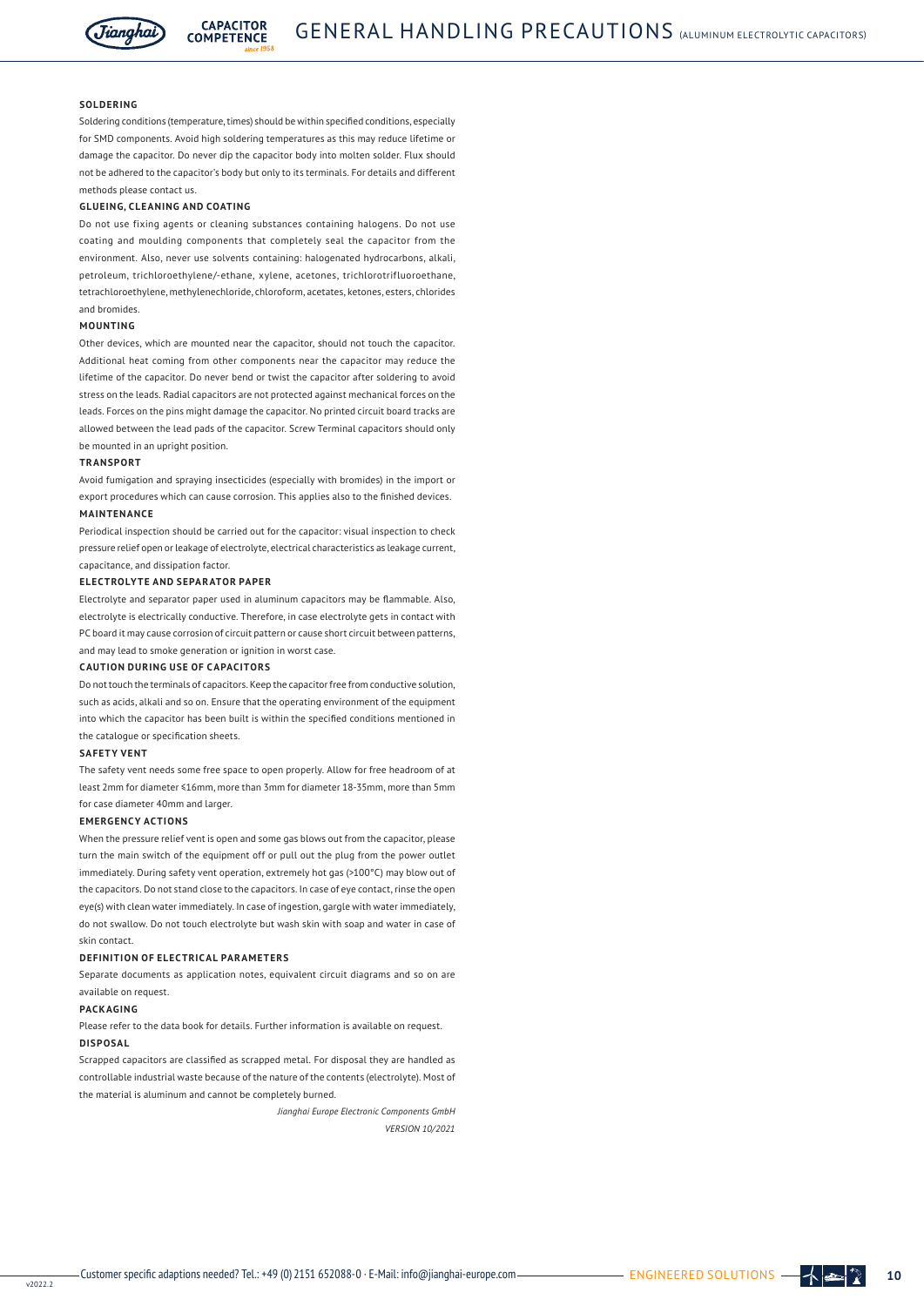# GENERAL HANDLING PRECAUTIONS (ALUMINUM ELECTROLYTIC CAPACITORS)

### SOLDERING

Soldering conditions (temperature, times) should be within specified conditions, especially for SMD components. Avoid high soldering temperatures as this may reduce lifetime or damage the capacitor. Do never dip the capacitor body into molten solder. Flux should not be adhered to the capacitor's body but only to its terminals. For details and different methods please contact us.

### GLUEING, CLEANING AND COATING

Do not use fixing agents or cleaning substances containing halogens. Do not use coating and moulding components that completely seal the capacitor from the environment. Also, never use solvents containing: halogenated hydrocarbons, alkali, petroleum, trichloroethylene/-ethane, xylene, acetones, trichlorotrifluoroethane, tetrachloroethylene, methylenechloride, chloroform, acetates, ketones, esters, chlorides and bromides.

### MOUNTING

Other devices, which are mounted near the capacitor, should not touch the capacitor. Additional heat coming from other components near the capacitor may reduce the lifetime of the capacitor. Do never bend or twist the capacitor after soldering to avoid stress on the leads. Radial capacitors are not protected against mechanical forces on the leads. Forces on the pins might damage the capacitor. No printed circuit board tracks are allowed between the lead pads of the capacitor. Screw Terminal capacitors should only be mounted in an upright position.

### TRANSPORT

Avoid fumigation and spraying insecticides (especially with bromides) in the import or export procedures which can cause corrosion. This applies also to the finished devices.

### MAINTENANCE

Periodical inspection should be carried out for the capacitor: visual inspection to check pressure relief open or leakage of electrolyte, electrical characteristics as leakage current, capacitance, and dissipation factor.

### ELECTROLYTE AND SEPARATOR PAPER

Electrolyte and separator paper used in aluminum capacitors may be flammable. Also, electrolyte is electrically conductive. Therefore, in case electrolyte gets in contact with PC board it may cause corrosion of circuit pattern or cause short circuit between patterns, and may lead to smoke generation or ignition in worst case.

### CAUTION DURING USE OF CAPACITORS

Do not touch the terminals of capacitors. Keep the capacitor free from conductive solution, such as acids, alkali and so on. Ensure that the operating environment of the equipment into which the capacitor has been built is within the specified conditions mentioned in the catalogue or specification sheets.

### SAFETY VENT

The safety vent needs some free space to open properly. Allow for free headroom of at least 2mm for diameter ≤16mm, more than 3mm for diameter 18-35mm, more than 5mm for case diameter 40mm and larger.

### EMERGENCY ACTIONS

When the pressure relief vent is open and some gas blows out from the capacitor, please turn the main switch of the equipment off or pull out the plug from the power outlet immediately. During safety vent operation, extremely hot gas (>100°C) may blow out of the capacitors. Do not stand close to the capacitors. In case of eye contact, rinse the open eye(s) with clean water immediately. In case of ingestion, gargle with water immediately, do not swallow. Do not touch electrolyte but wash skin with soap and water in case of skin contact.

### DEFINITION OF ELECTRICAL PARAMETERS

Separate documents as application notes, equivalent circuit diagrams and so on are available on request.

### PACKAGING

Please refer to the data book for details. Further information is available on request.

### DISPOSAL

Scrapped capacitors are classified as scrapped metal. For disposal they are handled as controllable industrial waste because of the nature of the contents (electrolyte). Most of the material is aluminum and cannot be completely burned.

*Jianghai Europe Electronic Components GmbH*

*VERSION 10/2021*